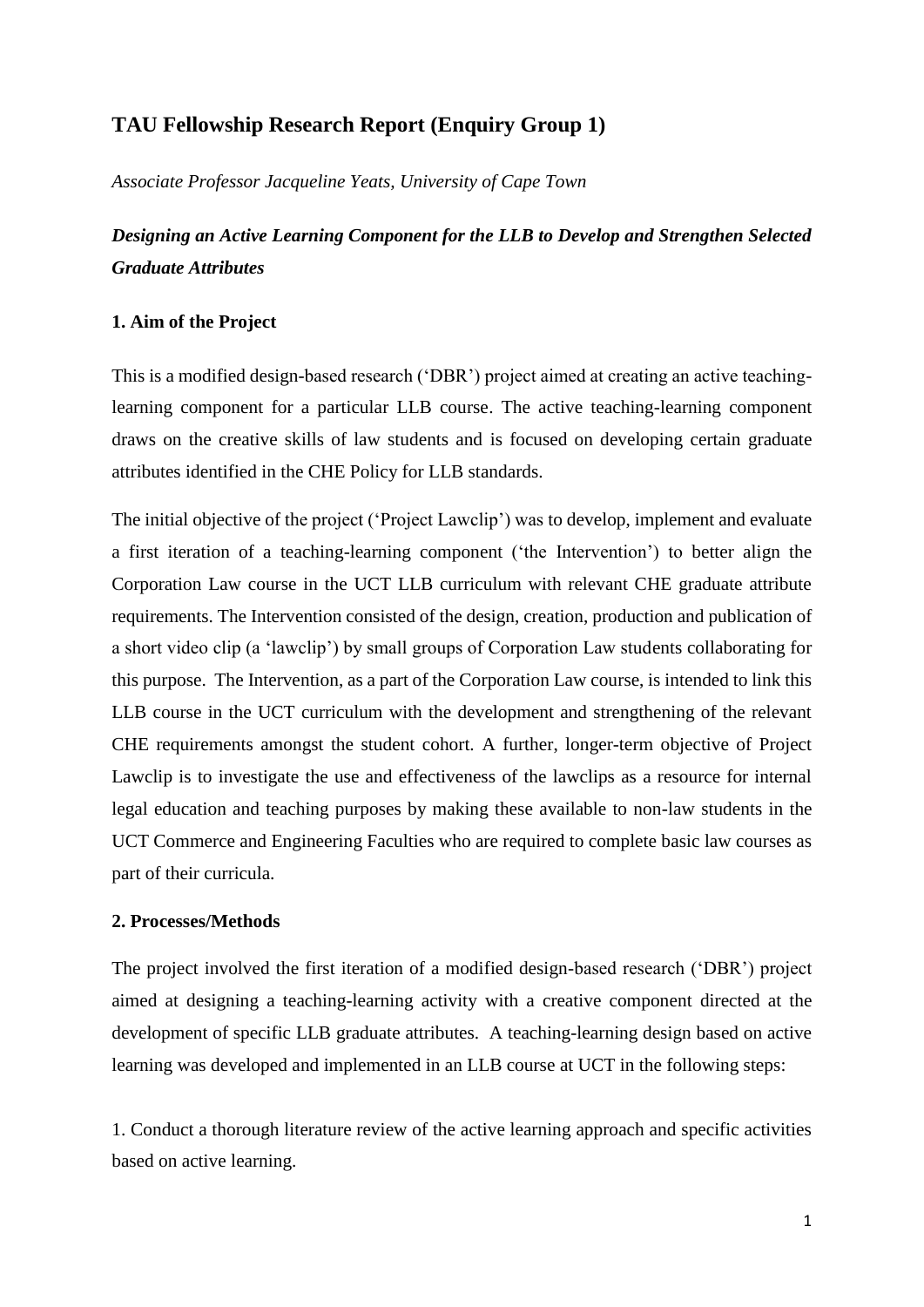# TAU Fellowship Research Report (Enquiry Group 1)

*Associate Professor Jacqueline Yeats, University of Cape Town*

## *Designing an Active Learning Component for the LLB to Develop and Strengthen Selected Graduate Attributes*

### 1. Aim of the Project

This is a modified design-based research ('DBR') project aimed at creating an active teaching-learning component for a particular LLB course. The active teaching-learning component draws on the creative skills of law students and is focused on developing certain graduate attributes identified in the CHE Policy for LLB standards.

The initial objective of the project ('Project Lawclip') was to develop, implement and evaluate a first iteration of a teaching-learning component ('the Intervention') to better align the Corporation Law course in the UCT LLB curriculum with relevant CHE graduate attribute requirements. The Intervention consisted of the design, creation, production and publication of a short video clip (a 'lawclip') by small groups of Corporation Law students collaborating for this purpose. The Intervention, as a part of the Corporation Law course, is intended to link this LLB course in the UCT curriculum with the development and strengthening of the relevant CHE requirements amongst the student cohort. A further, longer-term objective of Project Lawclip is to investigate the use and effectiveness of the lawclips as a resource for internal legal education and teaching purposes by making these available to non-law students in the UCT Commerce and Engineering Faculties who are required to complete basic law courses as part of their curricula.

### 2. Processes/Methods

The project involved the first iteration of a modified design-based research ('DBR') project aimed at designing a teaching-learning activity with a creative component directed at the development of specific LLB graduate attributes. A teaching-learning design based on active learning was developed and implemented in an LLB course at UCT in the following steps:

1. Conduct a thorough literature review of the active learning approach and specific activities based on active learning.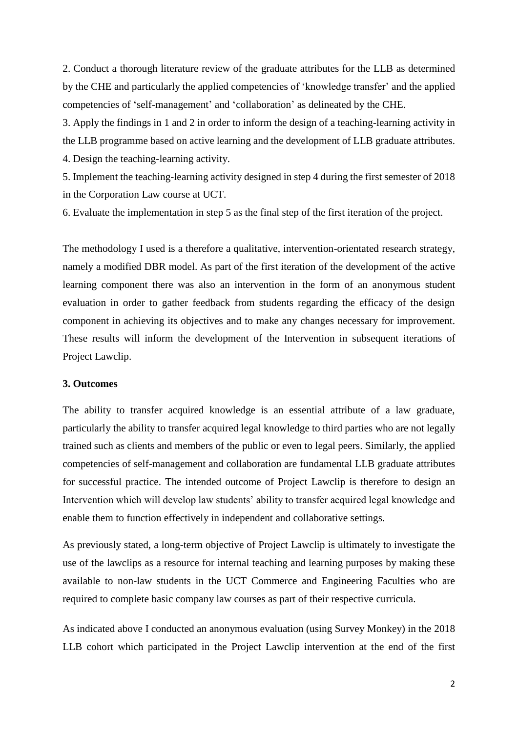2. Conduct a thorough literature review of the graduate attributes for the LLB as determined by the CHE and particularly the applied competencies of 'knowledge transfer' and the applied competencies of 'self-management' and 'collaboration' as delineated by the CHE.

3. Apply the findings in 1 and 2 in order to inform the design of a teaching-learning activity in the LLB programme based on active learning and the development of LLB graduate attributes.

4. Design the teaching-learning activity.

5. Implement the teaching-learning activity designed in step 4 during the first semester of 2018 in the Corporation Law course at UCT.

6. Evaluate the implementation in step 5 as the final step of the first iteration of the project.

The methodology I used is a therefore a qualitative, intervention-orientated research strategy, namely a modified DBR model. As part of the first iteration of the development of the active learning component there was also an intervention in the form of an anonymous student evaluation in order to gather feedback from students regarding the efficacy of the design component in achieving its objectives and to make any changes necessary for improvement. These results will inform the development of the Intervention in subsequent iterations of Project Lawclip.

### 3. Outcomes

The ability to transfer acquired knowledge is an essential attribute of a law graduate, particularly the ability to transfer acquired legal knowledge to third parties who are not legally trained such as clients and members of the public or even to legal peers. Similarly, the applied competencies of self-management and collaboration are fundamental LLB graduate attributes for successful practice. The intended outcome of Project Lawclip is therefore to design an Intervention which will develop law students' ability to transfer acquired legal knowledge and enable them to function effectively in independent and collaborative settings.

As previously stated, a long-term objective of Project Lawclip is ultimately to investigate the use of the lawclips as a resource for internal teaching and learning purposes by making these available to non-law students in the UCT Commerce and Engineering Faculties who are required to complete basic company law courses as part of their respective curricula.

As indicated above I conducted an anonymous evaluation (using Survey Monkey) in the 2018 LLB cohort which participated in the Project Lawclip intervention at the end of the first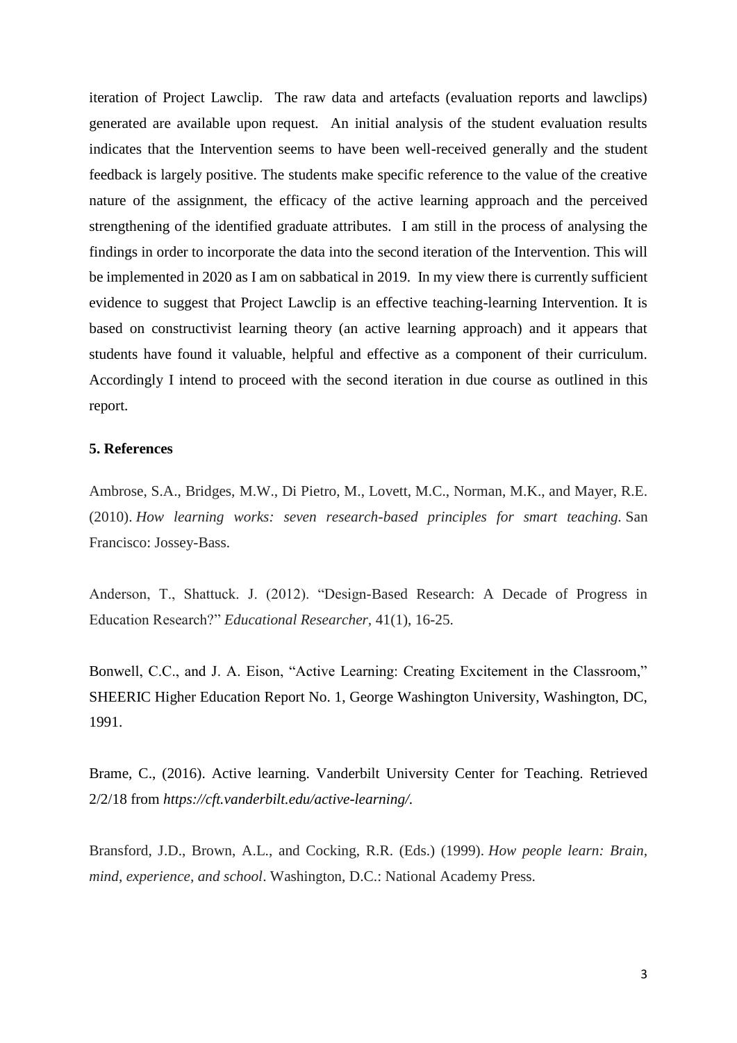iteration of Project Lawclip. The raw data and artefacts (evaluation reports and lawclips) generated are available upon request. An initial analysis of the student evaluation results indicates that the Intervention seems to have been well-received generally and the student feedback is largely positive. The students make specific reference to the value of the creative nature of the assignment, the efficacy of the active learning approach and the perceived strengthening of the identified graduate attributes. I am still in the process of analysing the findings in order to incorporate the data into the second iteration of the Intervention. This will be implemented in 2020 as I am on sabbatical in 2019. In my view there is currently sufficient evidence to suggest that Project Lawclip is an effective teaching-learning Intervention. It is based on constructivist learning theory (an active learning approach) and it appears that students have found it valuable, helpful and effective as a component of their curriculum. Accordingly I intend to proceed with the second iteration in due course as outlined in this report.

## 5. References

Ambrose, S.A., Bridges, M.W., Di Pietro, M., Lovett, M.C., Norman, M.K., and Mayer, R.E. (2010). *How learning works: seven research-based principles for smart teaching.* San Francisco: Jossey-Bass.

Anderson, T., Shattuck. J. (2012). "Design-Based Research: A Decade of Progress in Education Research?" *Educational Researcher*, 41(1), 16-25.

Bonwell, C.C., and J. A. Eison, "Active Learning: Creating Excitement in the Classroom," SHEERIC Higher Education Report No. 1, George Washington University, Washington, DC, 1991.

Brame, C., (2016). Active learning. Vanderbilt University Center for Teaching. Retrieved 2/2/18 from *https://cft.vanderbilt.edu/active-learning/.*

Bransford, J.D., Brown, A.L., and Cocking, R.R. (Eds.) (1999). *How people learn: Brain, mind, experience, and school*. Washington, D.C.: National Academy Press.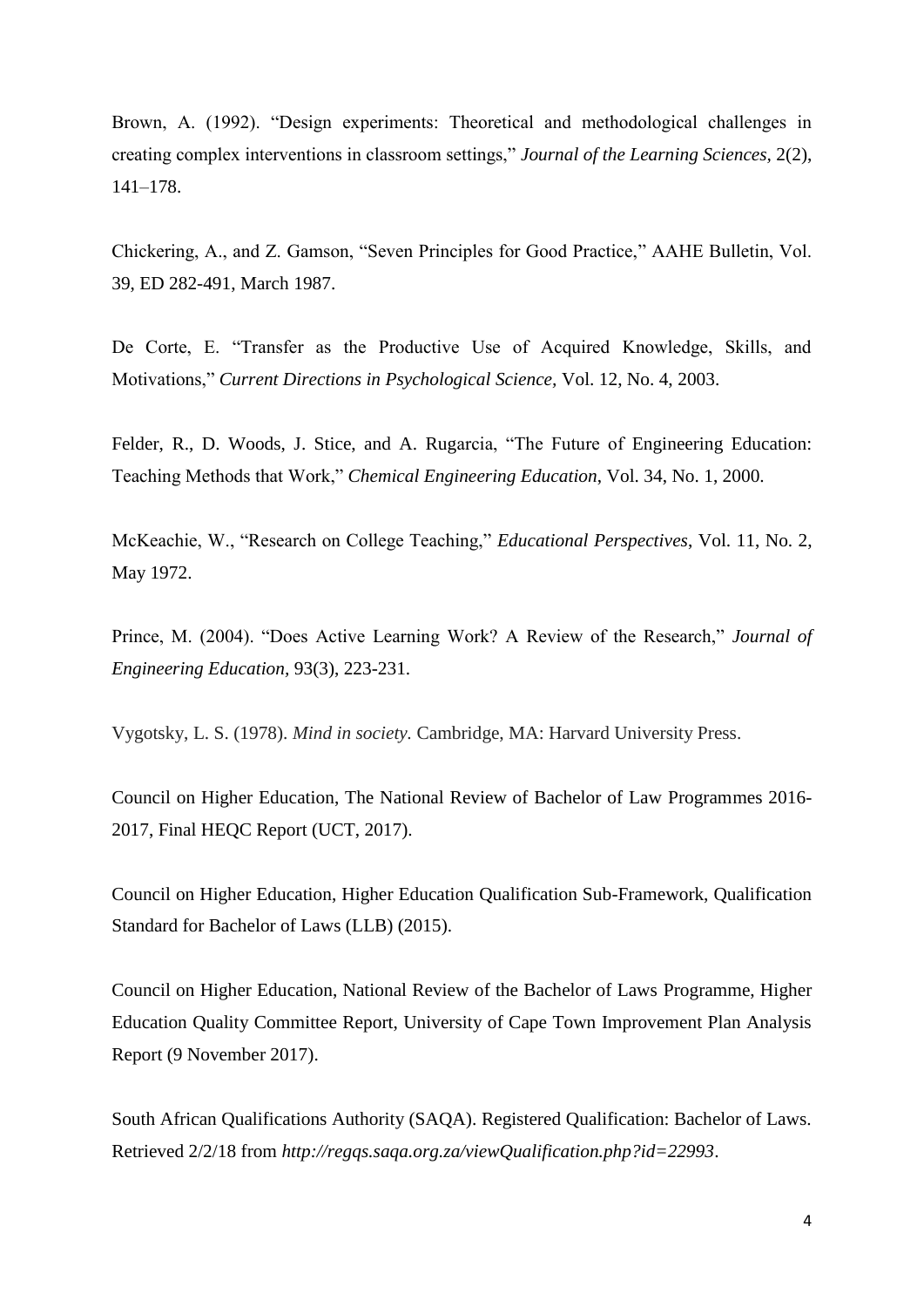Brown, A. (1992). "Design experiments: Theoretical and methodological challenges in creating complex interventions in classroom settings," *Journal of the Learning Sciences*, 2(2), 141–178.

Chickering, A., and Z. Gamson, "Seven Principles for Good Practice," AAHE Bulletin, Vol. 39, ED 282-491, March 1987.

De Corte, E. "Transfer as the Productive Use of Acquired Knowledge, Skills, and Motivations," *Current Directions in Psychological Science*, Vol. 12, No. 4, 2003.

Felder, R., D. Woods, J. Stice, and A. Rugarcia, "The Future of Engineering Education: Teaching Methods that Work," *Chemical Engineering Education*, Vol. 34, No. 1, 2000.

McKeachie, W., "Research on College Teaching," *Educational Perspectives*, Vol. 11, No. 2, May 1972.

Prince, M. (2004). "Does Active Learning Work? A Review of the Research," *Journal of Engineering Education*, 93(3), 223-231.

Vygotsky, L. S. (1978). *Mind in society*. Cambridge, MA: Harvard University Press.

Council on Higher Education, The National Review of Bachelor of Law Programmes 2016-2017, Final HEQC Report (UCT, 2017).

Council on Higher Education, Higher Education Qualification Sub-Framework, Qualification Standard for Bachelor of Laws (LLB) (2015).

Council on Higher Education, National Review of the Bachelor of Laws Programme, Higher Education Quality Committee Report, University of Cape Town Improvement Plan Analysis Report (9 November 2017).

South African Qualifications Authority (SAQA). Registered Qualification: Bachelor of Laws. Retrieved 2/2/18 from *http://regqs.saqa.org.za/viewQualification.php?id=22993*.